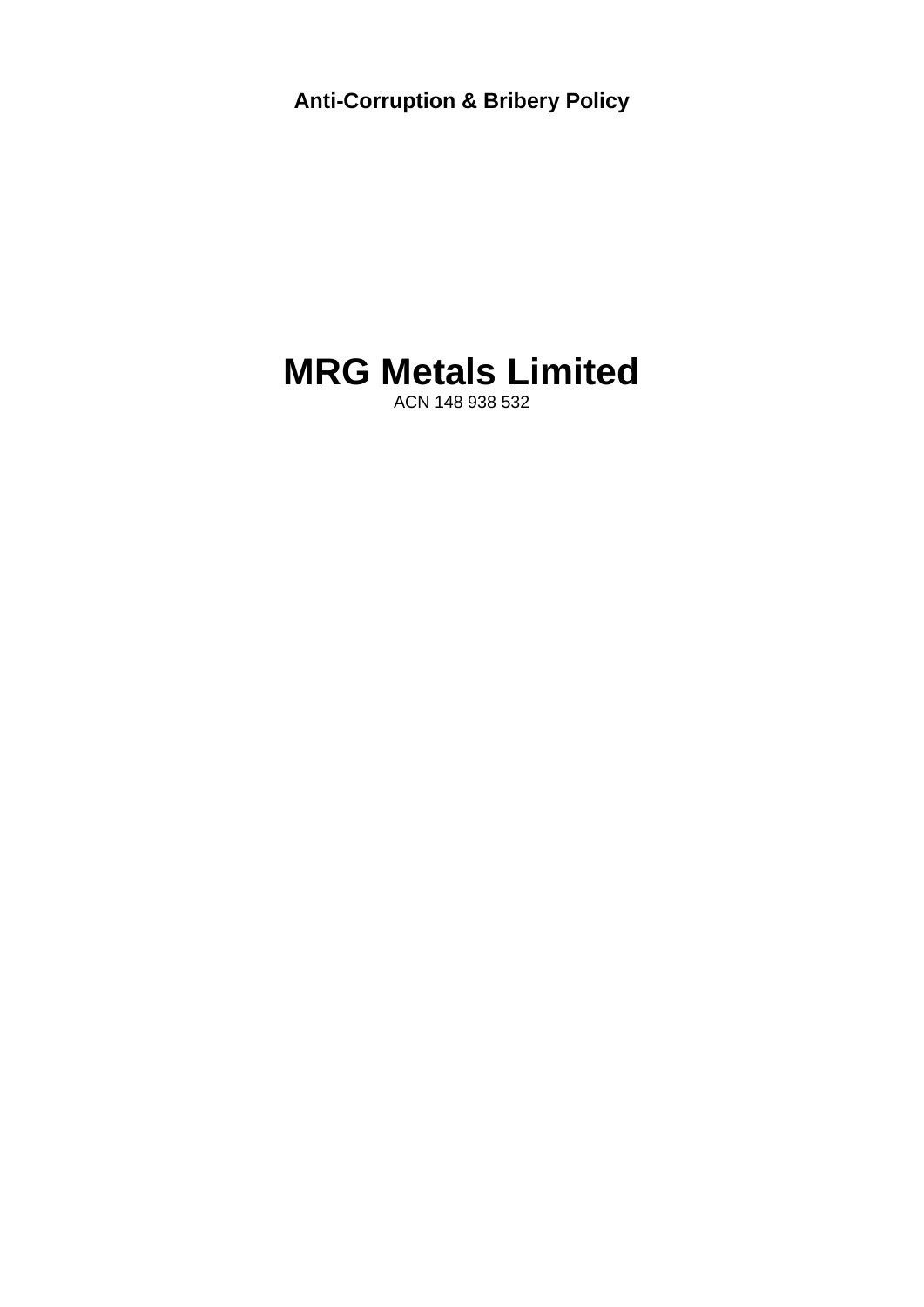**Anti-Corruption & Bribery Policy**

# MRG Metals Limited

ACN 148 938 532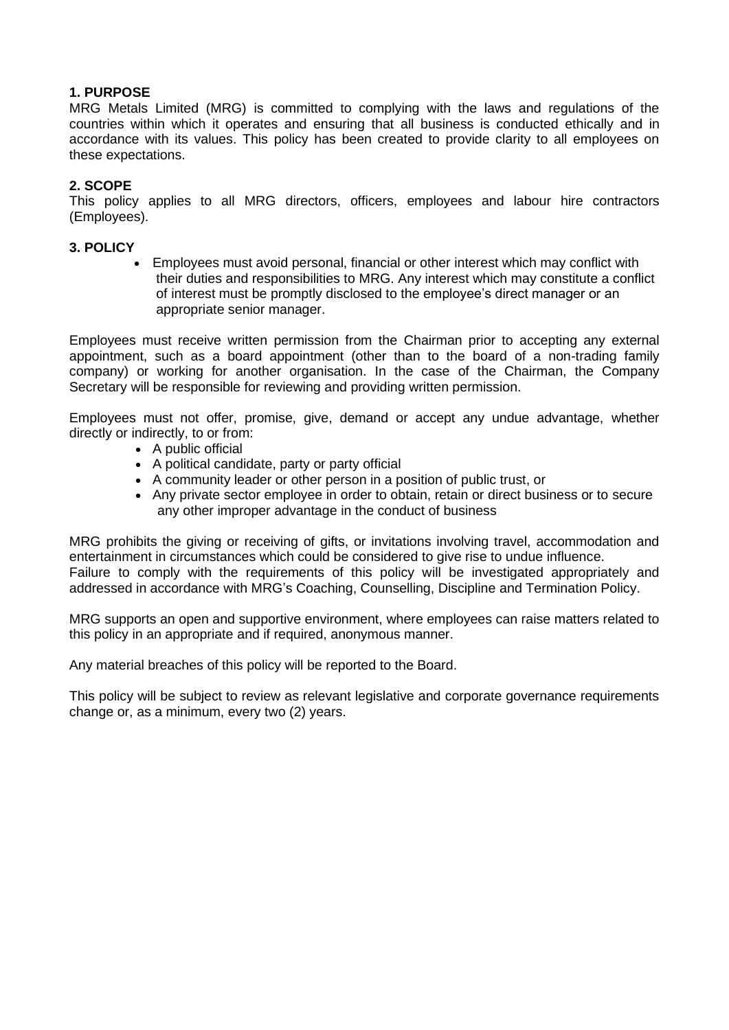**1. PURPOSE**

MRG Metals Limited (MRG) is committed to complying with the laws and regulations of the countries within which it operates and ensuring that all business is conducted ethically and in accordance with its values. This policy has been created to provide clarity to all employees on these expectations.

**2. SCOPE**

This policy applies to all MRG directors, officers, employees and labour hire contractors (Employees).

**3. POLICY**

- Employees must avoid personal, financial or other interest which may conflict with their duties and responsibilities to MRG. Any interest which may constitute a conflict of interest must be promptly disclosed to the employee's direct manager or an appropriate senior manager.

Employees must receive written permission from the Chairman prior to accepting any external appointment, such as a board appointment (other than to the board of a non-trading family company) or working for another organisation. In the case of the Chairman, the Company Secretary will be responsible for reviewing and providing written permission.

Employees must not offer, promise, give, demand or accept any undue advantage, whether directly or indirectly, to or from:

- A public official
- A political candidate, party or party official
- A community leader or other person in a position of public trust, or
- Any private sector employee in order to obtain, retain or direct business or to secure any other improper advantage in the conduct of business

MRG prohibits the giving or receiving of gifts, or invitations involving travel, accommodation and entertainment in circumstances which could be considered to give rise to undue influence.
Failure to comply with the requirements of this policy will be investigated appropriately and addressed in accordance with MRG's Coaching, Counselling, Discipline and Termination Policy.

MRG supports an open and supportive environment, where employees can raise matters related to this policy in an appropriate and if required, anonymous manner.

Any material breaches of this policy will be reported to the Board.

This policy will be subject to review as relevant legislative and corporate governance requirements change or, as a minimum, every two (2) years.